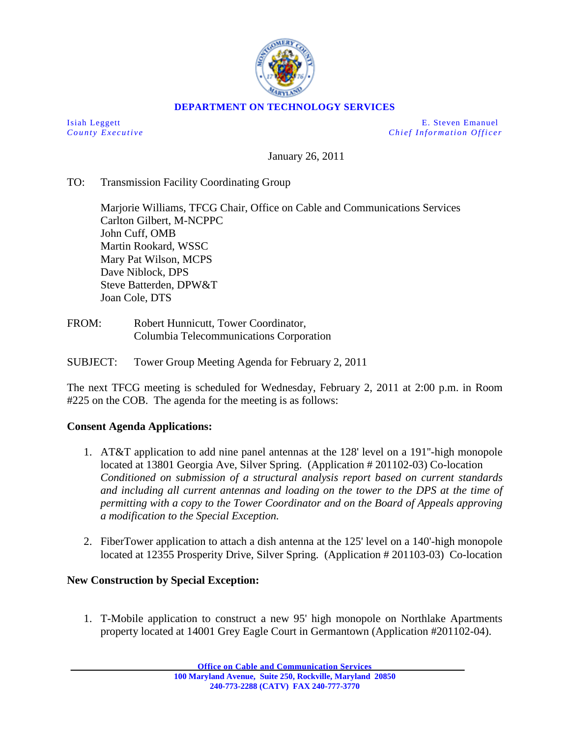**DEPARTMENT ON TECHNOLOGY SERVICES**

Isiah Leggett
*County Executive*

E. Steven Emanuel
*Chief Information Officer*

January 26, 2011

TO: Transmission Facility Coordinating Group

Marjorie Williams, TFCG Chair, Office on Cable and Communications Services
Carlton Gilbert, M-NCPPC
John Cuff, OMB
Martin Rookard, WSSC
Mary Pat Wilson, MCPS
Dave Niblock, DPS
Steve Batterden, DPW&T
Joan Cole, DTS

FROM: Robert Hunnicutt, Tower Coordinator,
Columbia Telecommunications Corporation

SUBJECT: Tower Group Meeting Agenda for February 2, 2011

The next TFCG meeting is scheduled for Wednesday, February 2, 2011 at 2:00 p.m. in Room #225 on the COB. The agenda for the meeting is as follows:

**Consent Agenda Applications:**

1. AT&T application to add nine panel antennas at the 128' level on a 191"-high monopole located at 13801 Georgia Ave, Silver Spring. (Application # 201102-03) Co-location *Conditioned on submission of a structural analysis report based on current standards and including all current antennas and loading on the tower to the DPS at the time of permitting with a copy to the Tower Coordinator and on the Board of Appeals approving a modification to the Special Exception.*

2. FiberTower application to attach a dish antenna at the 125' level on a 140'-high monopole located at 12355 Prosperity Drive, Silver Spring. (Application # 201103-03) Co-location

**New Construction by Special Exception:**

1. T-Mobile application to construct a new 95' high monopole on Northlake Apartments property located at 14001 Grey Eagle Court in Germantown (Application #201102-04).

Office on Cable and Communication Services
100 Maryland Avenue, Suite 250, Rockville, Maryland 20850
240-773-2288 (CATV) FAX 240-777-3770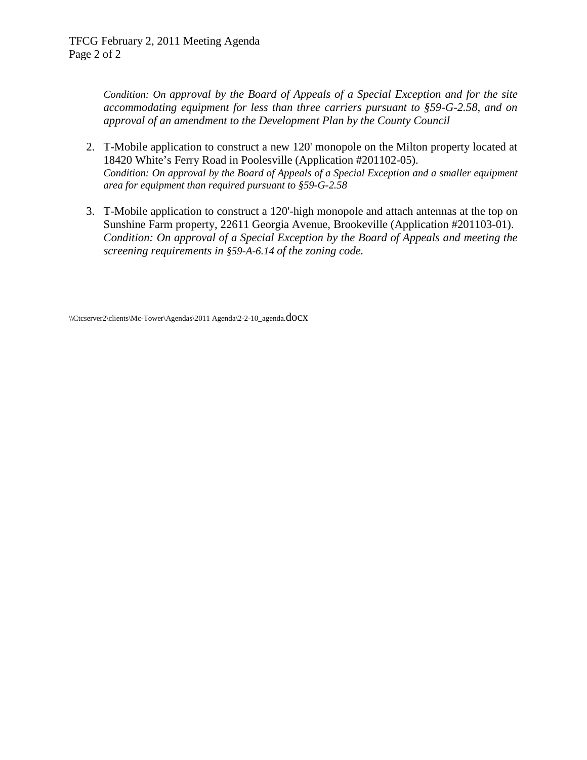*Condition: On approval by the Board of Appeals of a Special Exception and for the site accommodating equipment for less than three carriers pursuant to §59-G-2.58, and on approval of an amendment to the Development Plan by the County Council*

2. T-Mobile application to construct a new 120' monopole on the Milton property located at 18420 White's Ferry Road in Poolesville (Application #201102-05).
   *Condition: On approval by the Board of Appeals of a Special Exception and a smaller equipment area for equipment than required pursuant to §59-G-2.58*

3. T-Mobile application to construct a 120'-high monopole and attach antennas at the top on Sunshine Farm property, 22611 Georgia Avenue, Brookeville (Application #201103-01).
   *Condition: On approval of a Special Exception by the Board of Appeals and meeting the screening requirements in §59-A-6.14 of the zoning code.*

\\Ctcserver2\clients\Mc-Tower\Agendas\2011 Agenda\2-2-10_agenda.docx